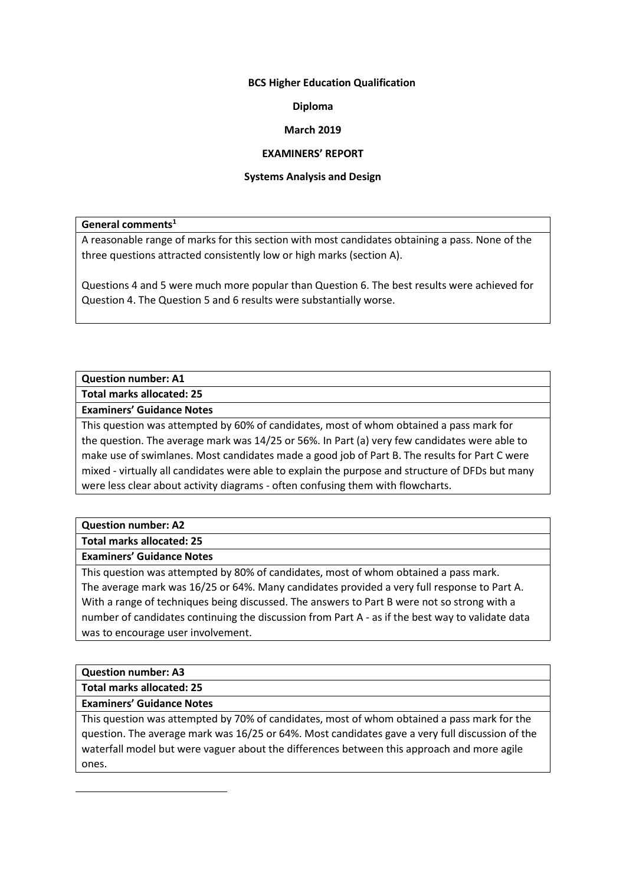**BCS Higher Education Qualification**

**Diploma**

**March 2019**

**EXAMINERS' REPORT**

**Systems Analysis and Design**

| **General comments**[1] |
| --- |
| A reasonable range of marks for this section with most candidates obtaining a pass. None of the three questions attracted consistently low or high marks (section A).<br><br>Questions 4 and 5 were much more popular than Question 6. The best results were achieved for Question 4. The Question 5 and 6 results were substantially worse. |

| **Question number: A1** |
| --- |
| **Total marks allocated: 25** |
| **Examiners' Guidance Notes** |
| This question was attempted by 60% of candidates, most of whom obtained a pass mark for the question. The average mark was 14/25 or 56%. In Part (a) very few candidates were able to make use of swimlanes. Most candidates made a good job of Part B. The results for Part C were mixed - virtually all candidates were able to explain the purpose and structure of DFDs but many were less clear about activity diagrams - often confusing them with flowcharts. |

| **Question number: A2** |
| --- |
| **Total marks allocated: 25** |
| **Examiners' Guidance Notes** |
| This question was attempted by 80% of candidates, most of whom obtained a pass mark. The average mark was 16/25 or 64%. Many candidates provided a very full response to Part A. With a range of techniques being discussed. The answers to Part B were not so strong with a number of candidates continuing the discussion from Part A - as if the best way to validate data was to encourage user involvement. |

| **Question number: A3** |
| --- |
| **Total marks allocated: 25** |
| **Examiners' Guidance Notes** |
| This question was attempted by 70% of candidates, most of whom obtained a pass mark for the question. The average mark was 16/25 or 64%. Most candidates gave a very full discussion of the waterfall model but were vaguer about the differences between this approach and more agile ones. |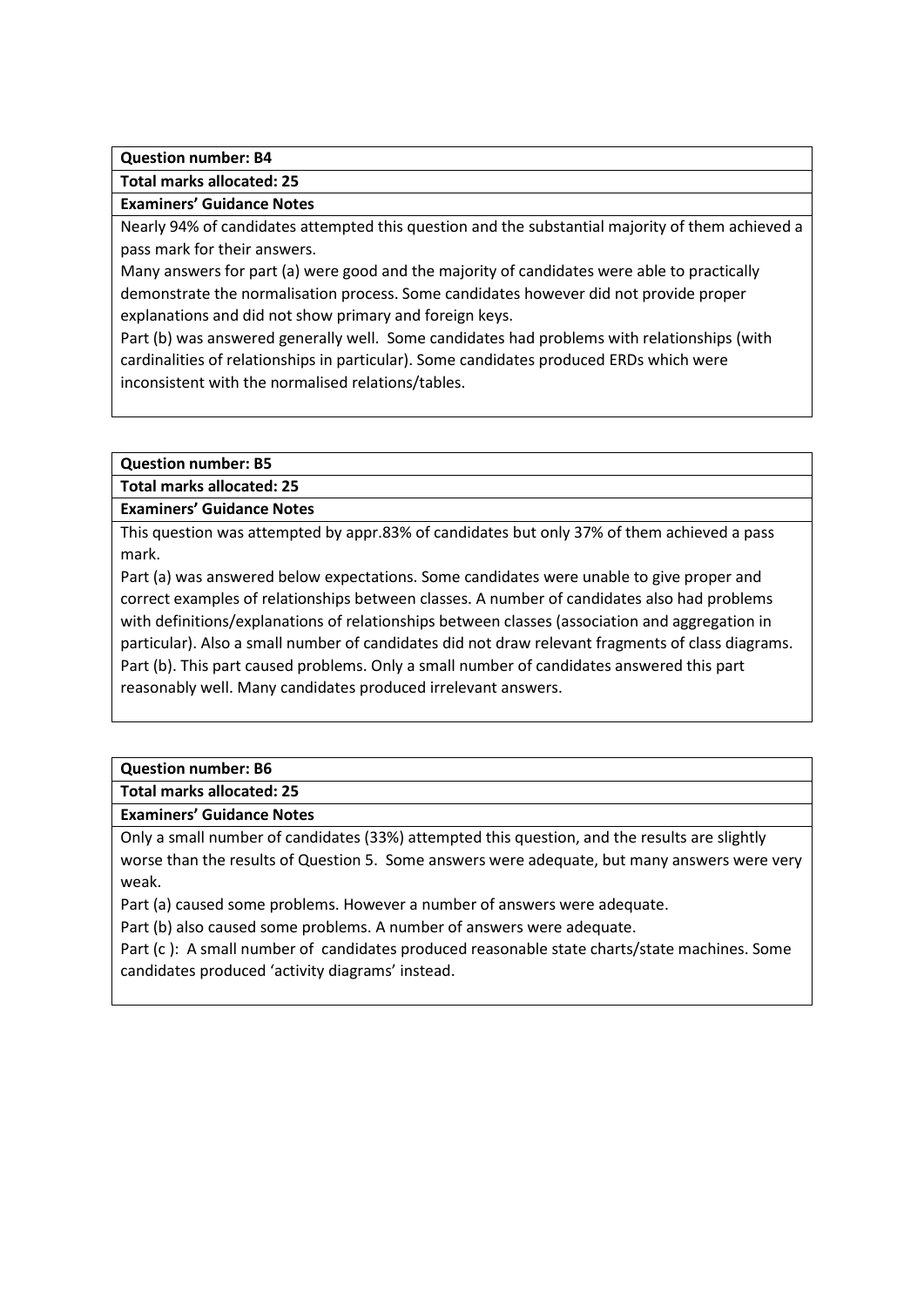**Question number: B4**

**Total marks allocated: 25**

**Examiners' Guidance Notes**

Nearly 94% of candidates attempted this question and the substantial majority of them achieved a pass mark for their answers.

Many answers for part (a) were good and the majority of candidates were able to practically demonstrate the normalisation process. Some candidates however did not provide proper explanations and did not show primary and foreign keys.

Part (b) was answered generally well. Some candidates had problems with relationships (with cardinalities of relationships in particular). Some candidates produced ERDs which were inconsistent with the normalised relations/tables.

**Question number: B5**

**Total marks allocated: 25**

**Examiners' Guidance Notes**

This question was attempted by appr.83% of candidates but only 37% of them achieved a pass mark.

Part (a) was answered below expectations. Some candidates were unable to give proper and correct examples of relationships between classes. A number of candidates also had problems with definitions/explanations of relationships between classes (association and aggregation in particular). Also a small number of candidates did not draw relevant fragments of class diagrams.

Part (b). This part caused problems. Only a small number of candidates answered this part reasonably well. Many candidates produced irrelevant answers.

**Question number: B6**

**Total marks allocated: 25**

**Examiners' Guidance Notes**

Only a small number of candidates (33%) attempted this question, and the results are slightly worse than the results of Question 5. Some answers were adequate, but many answers were very weak.

Part (a) caused some problems. However a number of answers were adequate.

Part (b) also caused some problems. A number of answers were adequate.

Part (c ): A small number of candidates produced reasonable state charts/state machines. Some candidates produced 'activity diagrams' instead.